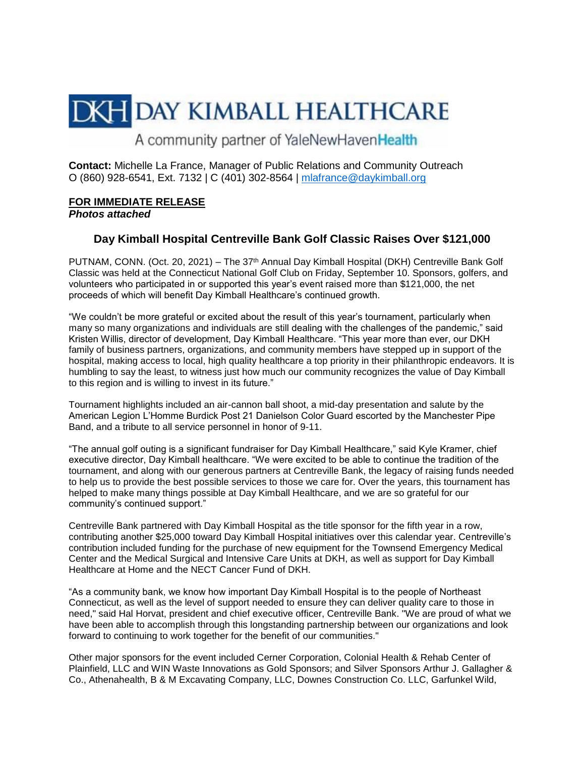# DKH DAY KIMBALL HEALTHCARE

A community partner of YaleNewHavenHealth

**Contact:** Michelle La France, Manager of Public Relations and Community Outreach
O (860) 928-6541, Ext. 7132 | C (401) 302-8564 | mlafrance@daykimball.org

**FOR IMMEDIATE RELEASE**
***Photos attached***

## Day Kimball Hospital Centreville Bank Golf Classic Raises Over $121,000

PUTNAM, CONN. (Oct. 20, 2021) – The 37th Annual Day Kimball Hospital (DKH) Centreville Bank Golf Classic was held at the Connecticut National Golf Club on Friday, September 10. Sponsors, golfers, and volunteers who participated in or supported this year's event raised more than $121,000, the net proceeds of which will benefit Day Kimball Healthcare's continued growth.

"We couldn't be more grateful or excited about the result of this year's tournament, particularly when many so many organizations and individuals are still dealing with the challenges of the pandemic," said Kristen Willis, director of development, Day Kimball Healthcare. "This year more than ever, our DKH family of business partners, organizations, and community members have stepped up in support of the hospital, making access to local, high quality healthcare a top priority in their philanthropic endeavors. It is humbling to say the least, to witness just how much our community recognizes the value of Day Kimball to this region and is willing to invest in its future."

Tournament highlights included an air-cannon ball shoot, a mid-day presentation and salute by the American Legion L'Homme Burdick Post 21 Danielson Color Guard escorted by the Manchester Pipe Band, and a tribute to all service personnel in honor of 9-11.

"The annual golf outing is a significant fundraiser for Day Kimball Healthcare," said Kyle Kramer, chief executive director, Day Kimball healthcare. "We were excited to be able to continue the tradition of the tournament, and along with our generous partners at Centreville Bank, the legacy of raising funds needed to help us to provide the best possible services to those we care for. Over the years, this tournament has helped to make many things possible at Day Kimball Healthcare, and we are so grateful for our community's continued support."

Centreville Bank partnered with Day Kimball Hospital as the title sponsor for the fifth year in a row, contributing another $25,000 toward Day Kimball Hospital initiatives over this calendar year. Centreville's contribution included funding for the purchase of new equipment for the Townsend Emergency Medical Center and the Medical Surgical and Intensive Care Units at DKH, as well as support for Day Kimball Healthcare at Home and the NECT Cancer Fund of DKH.

"As a community bank, we know how important Day Kimball Hospital is to the people of Northeast Connecticut, as well as the level of support needed to ensure they can deliver quality care to those in need," said Hal Horvat, president and chief executive officer, Centreville Bank. "We are proud of what we have been able to accomplish through this longstanding partnership between our organizations and look forward to continuing to work together for the benefit of our communities."

Other major sponsors for the event included Cerner Corporation, Colonial Health & Rehab Center of Plainfield, LLC and WIN Waste Innovations as Gold Sponsors; and Silver Sponsors Arthur J. Gallagher & Co., Athenahealth, B & M Excavating Company, LLC, Downes Construction Co. LLC, Garfunkel Wild,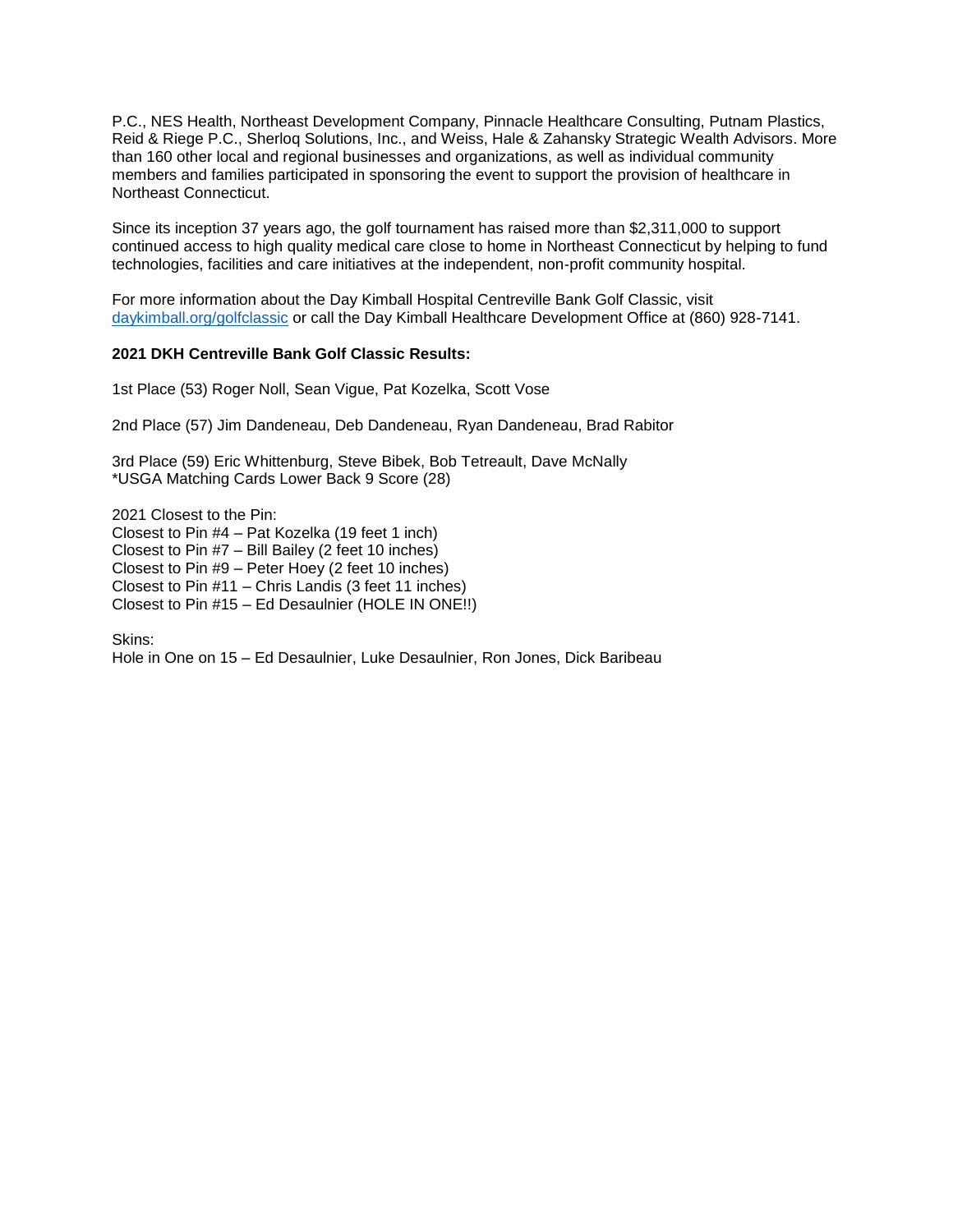P.C., NES Health, Northeast Development Company, Pinnacle Healthcare Consulting, Putnam Plastics, Reid & Riege P.C., Sherloq Solutions, Inc., and Weiss, Hale & Zahansky Strategic Wealth Advisors. More than 160 other local and regional businesses and organizations, as well as individual community members and families participated in sponsoring the event to support the provision of healthcare in Northeast Connecticut.

Since its inception 37 years ago, the golf tournament has raised more than $2,311,000 to support continued access to high quality medical care close to home in Northeast Connecticut by helping to fund technologies, facilities and care initiatives at the independent, non-profit community hospital.

For more information about the Day Kimball Hospital Centreville Bank Golf Classic, visit [daykimball.org/golfclassic](daykimball.org/golfclassic) or call the Day Kimball Healthcare Development Office at (860) 928-7141.

**2021 DKH Centreville Bank Golf Classic Results:**

1st Place (53) Roger Noll, Sean Vigue, Pat Kozelka, Scott Vose

2nd Place (57) Jim Dandeneau, Deb Dandeneau, Ryan Dandeneau, Brad Rabitor

3rd Place (59) Eric Whittenburg, Steve Bibek, Bob Tetreault, Dave McNally
*USGA Matching Cards Lower Back 9 Score (28)

2021 Closest to the Pin:
Closest to Pin #4 – Pat Kozelka (19 feet 1 inch)
Closest to Pin #7 – Bill Bailey (2 feet 10 inches)
Closest to Pin #9 – Peter Hoey (2 feet 10 inches)
Closest to Pin #11 – Chris Landis (3 feet 11 inches)
Closest to Pin #15 – Ed Desaulnier (HOLE IN ONE!!)

Skins:
Hole in One on 15 – Ed Desaulnier, Luke Desaulnier, Ron Jones, Dick Baribeau